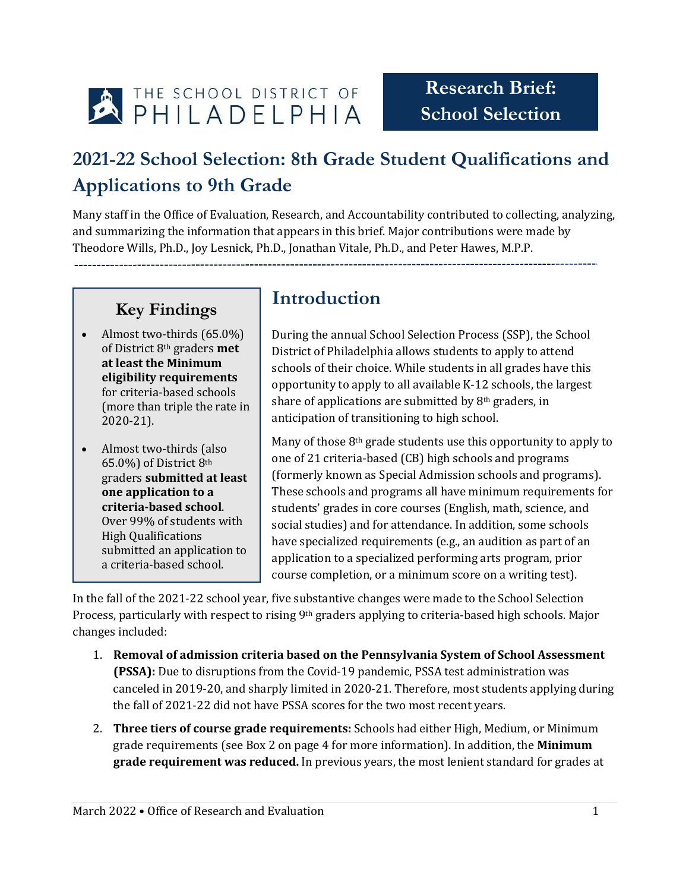THE SCHOOL DISTRICT OF PHILADELPHIA

**Research Brief: School Selection**

# 2021-22 School Selection: 8th Grade Student Qualifications and Applications to 9th Grade

Many staff in the Office of Evaluation, Research, and Accountability contributed to collecting, analyzing, and summarizing the information that appears in this brief. Major contributions were made by Theodore Wills, Ph.D., Joy Lesnick, Ph.D., Jonathan Vitale, Ph.D., and Peter Hawes, M.P.P.

---

### Key Findings

- Almost two-thirds (65.0%) of District 8th graders **met at least the Minimum eligibility requirements** for criteria-based schools (more than triple the rate in 2020-21).
- Almost two-thirds (also 65.0%) of District 8th graders **submitted at least one application to a criteria-based school**. Over 99% of students with High Qualifications submitted an application to a criteria-based school.

## Introduction

During the annual School Selection Process (SSP), the School District of Philadelphia allows students to apply to attend schools of their choice. While students in all grades have this opportunity to apply to all available K-12 schools, the largest share of applications are submitted by 8th graders, in anticipation of transitioning to high school.

Many of those 8th grade students use this opportunity to apply to one of 21 criteria-based (CB) high schools and programs (formerly known as Special Admission schools and programs). These schools and programs all have minimum requirements for students' grades in core courses (English, math, science, and social studies) and for attendance. In addition, some schools have specialized requirements (e.g., an audition as part of an application to a specialized performing arts program, prior course completion, or a minimum score on a writing test).

In the fall of the 2021-22 school year, five substantive changes were made to the School Selection Process, particularly with respect to rising 9th graders applying to criteria-based high schools. Major changes included:

1. **Removal of admission criteria based on the Pennsylvania System of School Assessment (PSSA):** Due to disruptions from the Covid-19 pandemic, PSSA test administration was canceled in 2019-20, and sharply limited in 2020-21. Therefore, most students applying during the fall of 2021-22 did not have PSSA scores for the two most recent years.
2. **Three tiers of course grade requirements:** Schools had either High, Medium, or Minimum grade requirements (see Box 2 on page 4 for more information). In addition, the **Minimum grade requirement was reduced.** In previous years, the most lenient standard for grades at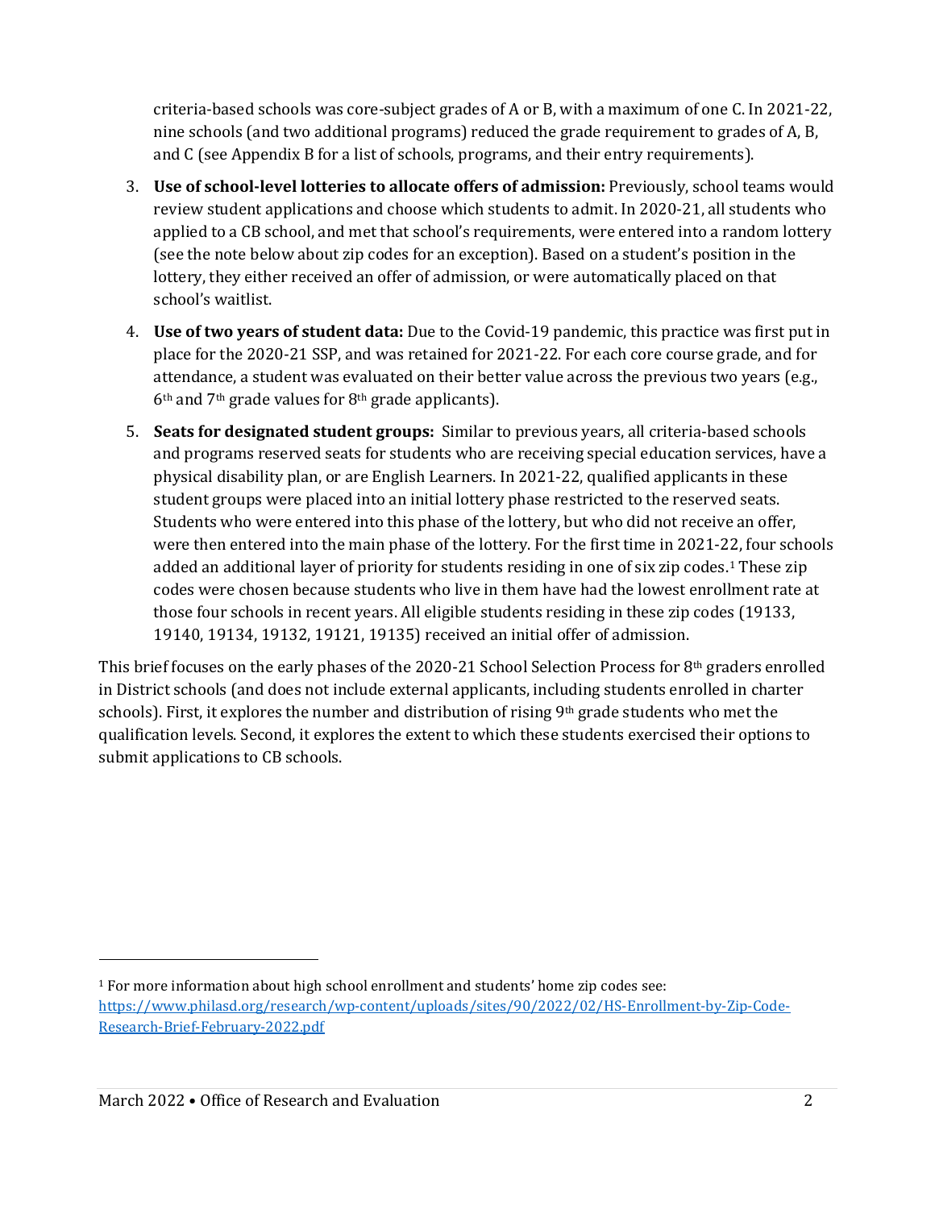criteria-based schools was core-subject grades of A or B, with a maximum of one C. In 2021-22, nine schools (and two additional programs) reduced the grade requirement to grades of A, B, and C (see Appendix B for a list of schools, programs, and their entry requirements).

3. **Use of school-level lotteries to allocate offers of admission:** Previously, school teams would review student applications and choose which students to admit. In 2020-21, all students who applied to a CB school, and met that school's requirements, were entered into a random lottery (see the note below about zip codes for an exception). Based on a student's position in the lottery, they either received an offer of admission, or were automatically placed on that school's waitlist.
4. **Use of two years of student data:** Due to the Covid-19 pandemic, this practice was first put in place for the 2020-21 SSP, and was retained for 2021-22. For each core course grade, and for attendance, a student was evaluated on their better value across the previous two years (e.g., 6th and 7th grade values for 8th grade applicants).
5. **Seats for designated student groups:** Similar to previous years, all criteria-based schools and programs reserved seats for students who are receiving special education services, have a physical disability plan, or are English Learners. In 2021-22, qualified applicants in these student groups were placed into an initial lottery phase restricted to the reserved seats. Students who were entered into this phase of the lottery, but who did not receive an offer, were then entered into the main phase of the lottery. For the first time in 2021-22, four schools added an additional layer of priority for students residing in one of six zip codes.[1] These zip codes were chosen because students who live in them have had the lowest enrollment rate at those four schools in recent years. All eligible students residing in these zip codes (19133, 19140, 19134, 19132, 19121, 19135) received an initial offer of admission.

This brief focuses on the early phases of the 2020-21 School Selection Process for 8th graders enrolled in District schools (and does not include external applicants, including students enrolled in charter schools). First, it explores the number and distribution of rising 9th grade students who met the qualification levels. Second, it explores the extent to which these students exercised their options to submit applications to CB schools.

[1] For more information about high school enrollment and students' home zip codes see: https://www.philasd.org/research/wp-content/uploads/sites/90/2022/02/HS-Enrollment-by-Zip-Code-Research-Brief-February-2022.pdf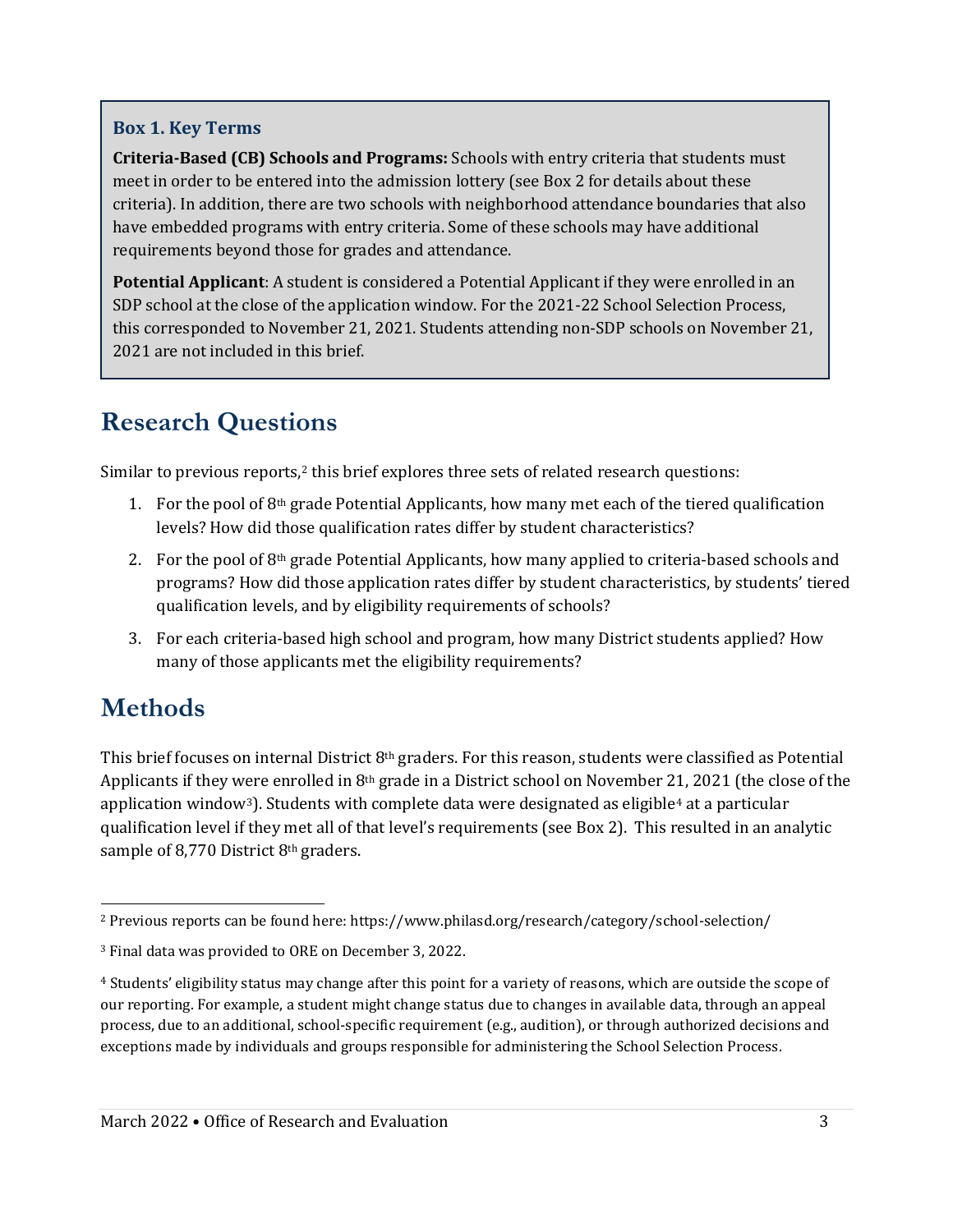### Box 1. Key Terms

**Criteria-Based (CB) Schools and Programs:** Schools with entry criteria that students must meet in order to be entered into the admission lottery (see Box 2 for details about these criteria). In addition, there are two schools with neighborhood attendance boundaries that also have embedded programs with entry criteria. Some of these schools may have additional requirements beyond those for grades and attendance.

**Potential Applicant**: A student is considered a Potential Applicant if they were enrolled in an SDP school at the close of the application window. For the 2021-22 School Selection Process, this corresponded to November 21, 2021. Students attending non-SDP schools on November 21, 2021 are not included in this brief.

## Research Questions

Similar to previous reports,[2] this brief explores three sets of related research questions:

1. For the pool of 8th grade Potential Applicants, how many met each of the tiered qualification levels? How did those qualification rates differ by student characteristics?
2. For the pool of 8th grade Potential Applicants, how many applied to criteria-based schools and programs? How did those application rates differ by student characteristics, by students' tiered qualification levels, and by eligibility requirements of schools?
3. For each criteria-based high school and program, how many District students applied? How many of those applicants met the eligibility requirements?

## Methods

This brief focuses on internal District 8th graders. For this reason, students were classified as Potential Applicants if they were enrolled in 8th grade in a District school on November 21, 2021 (the close of the application window[3]). Students with complete data were designated as eligible[4] at a particular qualification level if they met all of that level's requirements (see Box 2). This resulted in an analytic sample of 8,770 District 8th graders.

---

[2] Previous reports can be found here: https://www.philasd.org/research/category/school-selection/

[3] Final data was provided to ORE on December 3, 2022.

[4] Students' eligibility status may change after this point for a variety of reasons, which are outside the scope of our reporting. For example, a student might change status due to changes in available data, through an appeal process, due to an additional, school-specific requirement (e.g., audition), or through authorized decisions and exceptions made by individuals and groups responsible for administering the School Selection Process.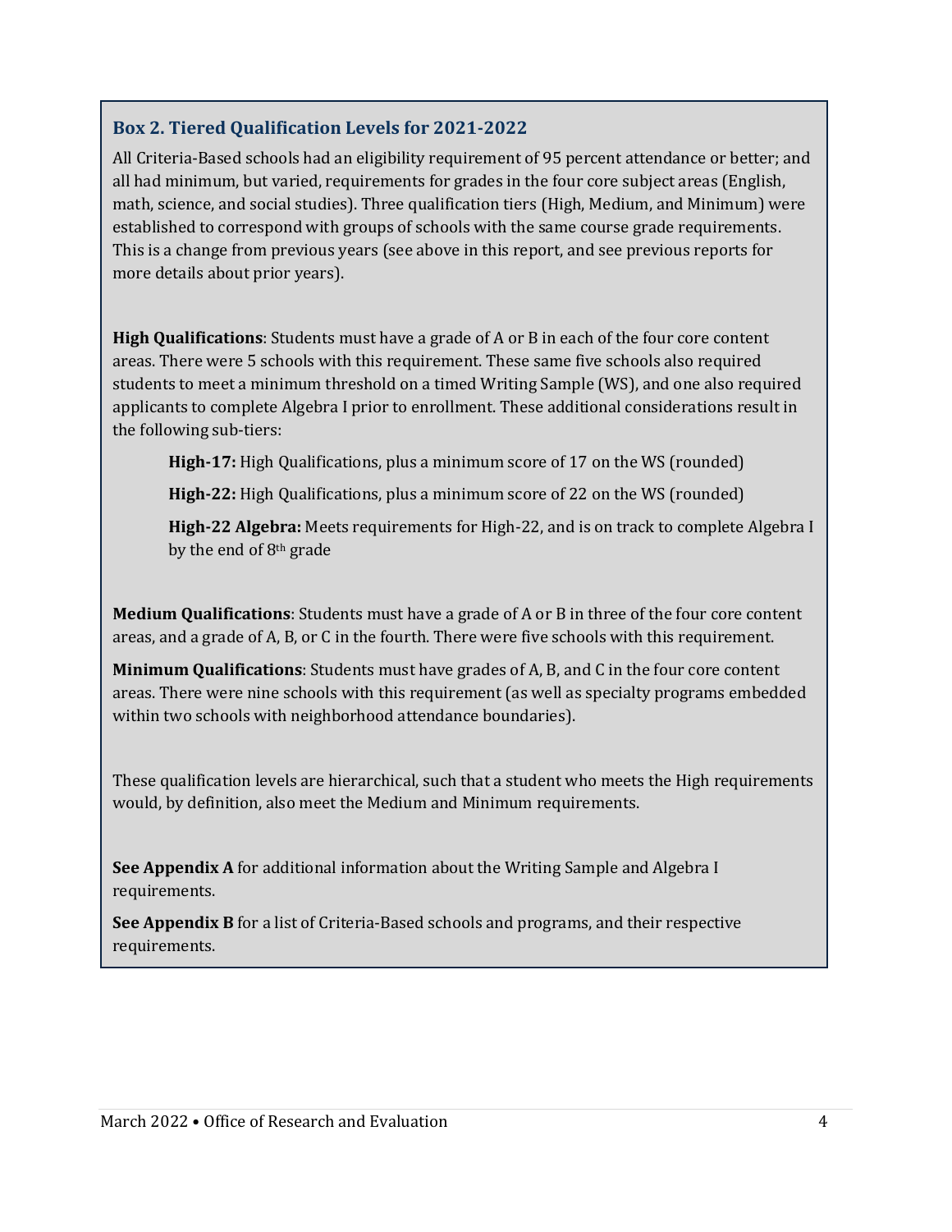### Box 2. Tiered Qualification Levels for 2021-2022

All Criteria-Based schools had an eligibility requirement of 95 percent attendance or better; and all had minimum, but varied, requirements for grades in the four core subject areas (English, math, science, and social studies). Three qualification tiers (High, Medium, and Minimum) were established to correspond with groups of schools with the same course grade requirements. This is a change from previous years (see above in this report, and see previous reports for more details about prior years).

**High Qualifications**: Students must have a grade of A or B in each of the four core content areas. There were 5 schools with this requirement. These same five schools also required students to meet a minimum threshold on a timed Writing Sample (WS), and one also required applicants to complete Algebra I prior to enrollment. These additional considerations result in the following sub-tiers:

> **High-17:** High Qualifications, plus a minimum score of 17 on the WS (rounded)
>
> **High-22:** High Qualifications, plus a minimum score of 22 on the WS (rounded)
>
> **High-22 Algebra:** Meets requirements for High-22, and is on track to complete Algebra I by the end of 8th grade

**Medium Qualifications**: Students must have a grade of A or B in three of the four core content areas, and a grade of A, B, or C in the fourth. There were five schools with this requirement.

**Minimum Qualifications**: Students must have grades of A, B, and C in the four core content areas. There were nine schools with this requirement (as well as specialty programs embedded within two schools with neighborhood attendance boundaries).

These qualification levels are hierarchical, such that a student who meets the High requirements would, by definition, also meet the Medium and Minimum requirements.

**See Appendix A** for additional information about the Writing Sample and Algebra I requirements.

**See Appendix B** for a list of Criteria-Based schools and programs, and their respective requirements.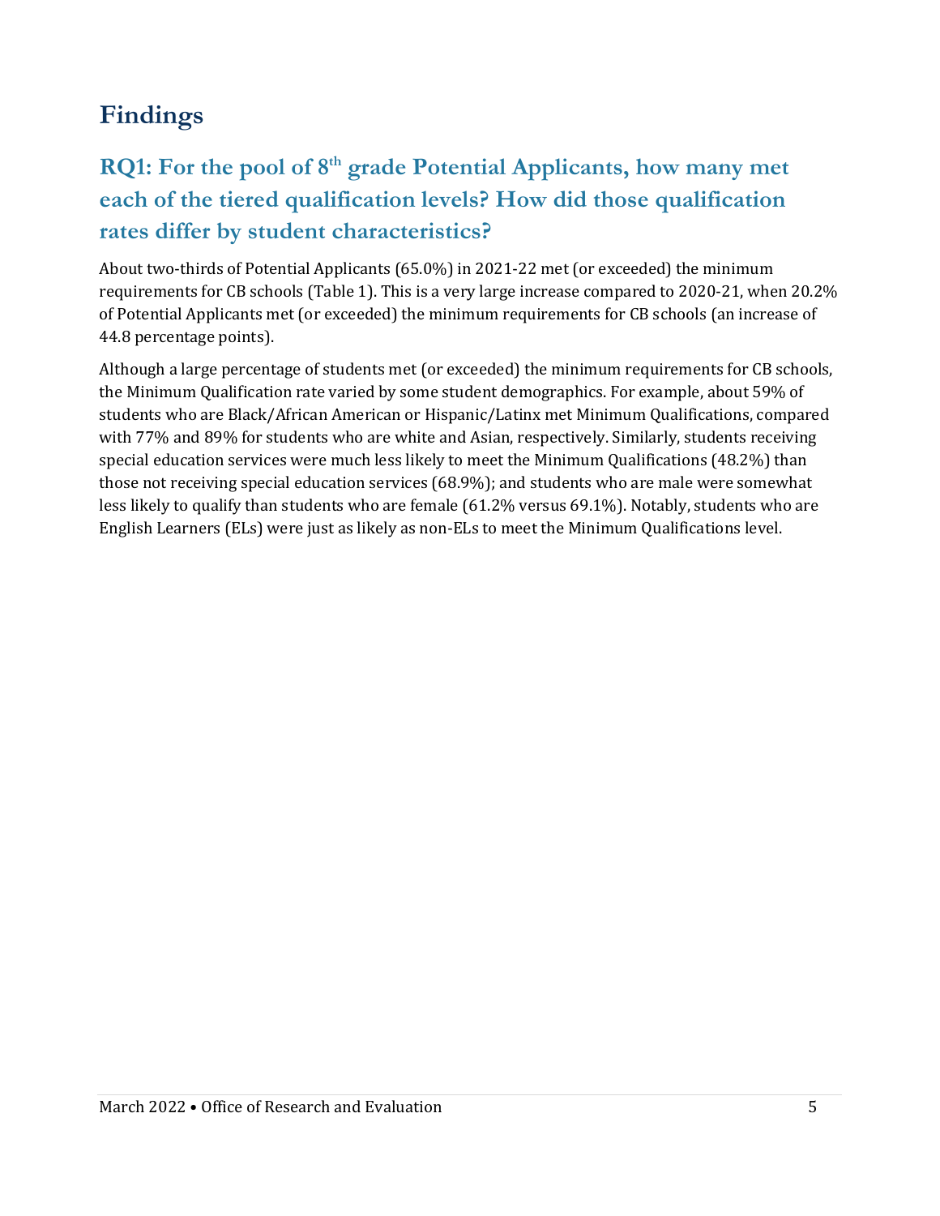# Findings

## RQ1: For the pool of 8th grade Potential Applicants, how many met each of the tiered qualification levels? How did those qualification rates differ by student characteristics?

About two-thirds of Potential Applicants (65.0%) in 2021-22 met (or exceeded) the minimum requirements for CB schools (Table 1). This is a very large increase compared to 2020-21, when 20.2% of Potential Applicants met (or exceeded) the minimum requirements for CB schools (an increase of 44.8 percentage points).

Although a large percentage of students met (or exceeded) the minimum requirements for CB schools, the Minimum Qualification rate varied by some student demographics. For example, about 59% of students who are Black/African American or Hispanic/Latinx met Minimum Qualifications, compared with 77% and 89% for students who are white and Asian, respectively. Similarly, students receiving special education services were much less likely to meet the Minimum Qualifications (48.2%) than those not receiving special education services (68.9%); and students who are male were somewhat less likely to qualify than students who are female (61.2% versus 69.1%). Notably, students who are English Learners (ELs) were just as likely as non-ELs to meet the Minimum Qualifications level.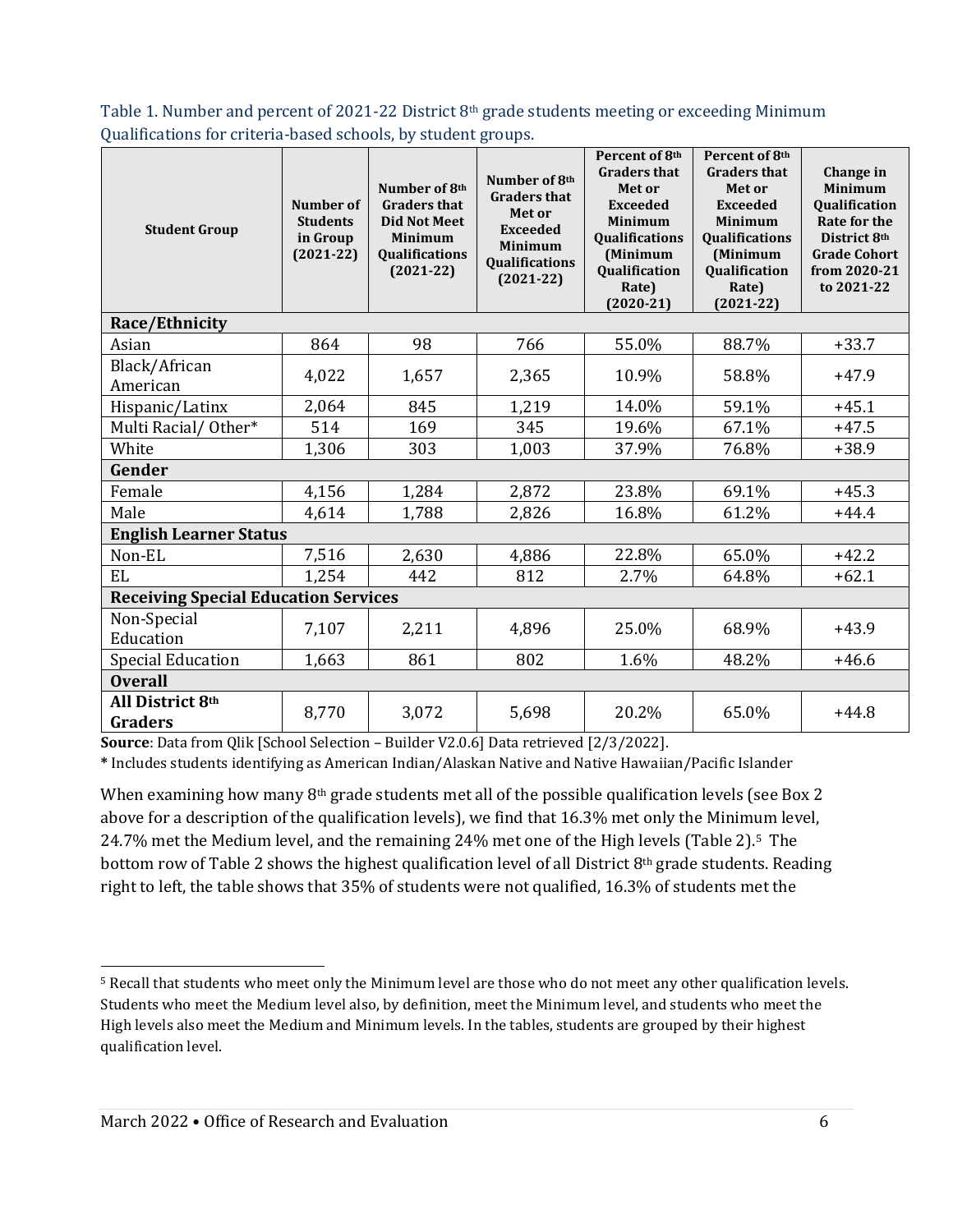Table 1. Number and percent of 2021-22 District 8th grade students meeting or exceeding Minimum Qualifications for criteria-based schools, by student groups.

| Student Group | Number of Students in Group (2021-22) | Number of 8th Graders that Did Not Meet Minimum Qualifications (2021-22) | Number of 8th Graders that Met or Exceeded Minimum Qualifications (2021-22) | Percent of 8th Graders that Met or Exceeded Minimum Qualifications (Minimum Qualification Rate) (2020-21) | Percent of 8th Graders that Met or Exceeded Minimum Qualifications (Minimum Qualification Rate) (2021-22) | Change in Minimum Qualification Rate for the District 8th Grade Cohort from 2020-21 to 2021-22 |
|---|---|---|---|---|---|---|
| **Race/Ethnicity** | | | | | | |
| Asian | 864 | 98 | 766 | 55.0% | 88.7% | +33.7 |
| Black/African American | 4,022 | 1,657 | 2,365 | 10.9% | 58.8% | +47.9 |
| Hispanic/Latinx | 2,064 | 845 | 1,219 | 14.0% | 59.1% | +45.1 |
| Multi Racial/ Other* | 514 | 169 | 345 | 19.6% | 67.1% | +47.5 |
| White | 1,306 | 303 | 1,003 | 37.9% | 76.8% | +38.9 |
| **Gender** | | | | | | |
| Female | 4,156 | 1,284 | 2,872 | 23.8% | 69.1% | +45.3 |
| Male | 4,614 | 1,788 | 2,826 | 16.8% | 61.2% | +44.4 |
| **English Learner Status** | | | | | | |
| Non-EL | 7,516 | 2,630 | 4,886 | 22.8% | 65.0% | +42.2 |
| EL | 1,254 | 442 | 812 | 2.7% | 64.8% | +62.1 |
| **Receiving Special Education Services** | | | | | | |
| Non-Special Education | 7,107 | 2,211 | 4,896 | 25.0% | 68.9% | +43.9 |
| Special Education | 1,663 | 861 | 802 | 1.6% | 48.2% | +46.6 |
| **Overall** | | | | | | |
| **All District 8th Graders** | 8,770 | 3,072 | 5,698 | 20.2% | 65.0% | +44.8 |

**Source**: Data from Qlik [School Selection – Builder V2.0.6] Data retrieved [2/3/2022].

**\*** Includes students identifying as American Indian/Alaskan Native and Native Hawaiian/Pacific Islander

When examining how many 8th grade students met all of the possible qualification levels (see Box 2 above for a description of the qualification levels), we find that 16.3% met only the Minimum level, 24.7% met the Medium level, and the remaining 24% met one of the High levels (Table 2).[5] The bottom row of Table 2 shows the highest qualification level of all District 8th grade students. Reading right to left, the table shows that 35% of students were not qualified, 16.3% of students met the

[5] Recall that students who meet only the Minimum level are those who do not meet any other qualification levels. Students who meet the Medium level also, by definition, meet the Minimum level, and students who meet the High levels also meet the Medium and Minimum levels. In the tables, students are grouped by their highest qualification level.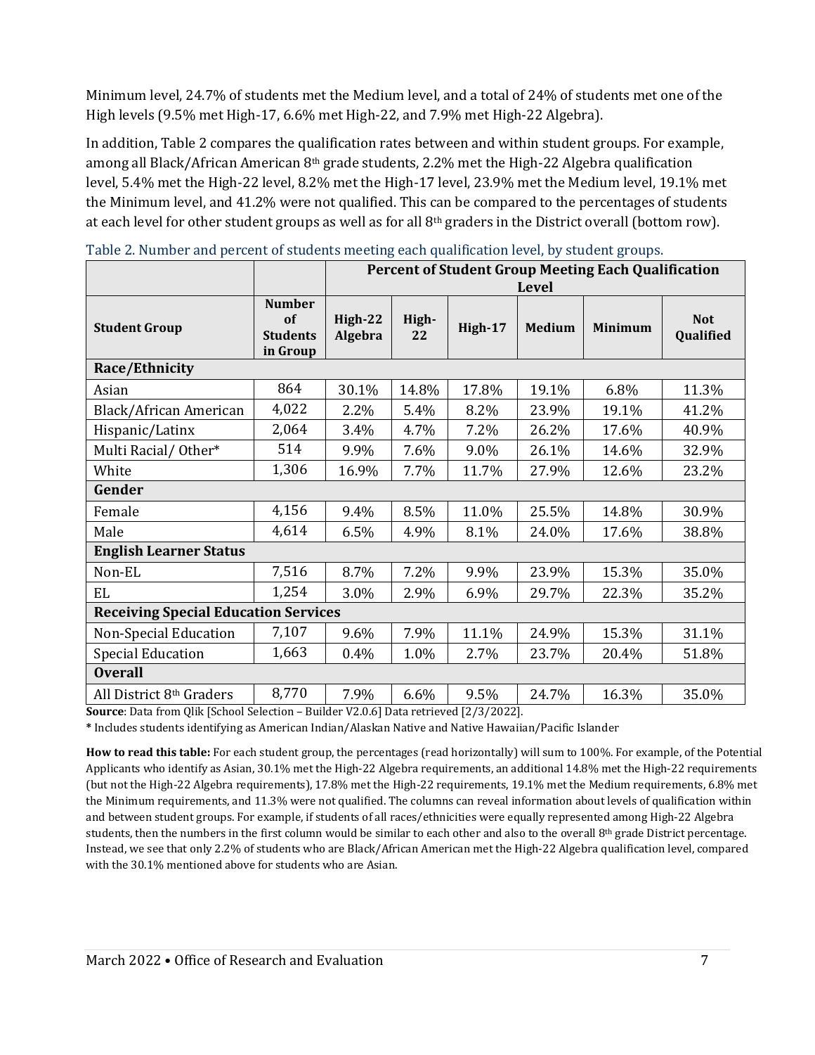Minimum level, 24.7% of students met the Medium level, and a total of 24% of students met one of the High levels (9.5% met High-17, 6.6% met High-22, and 7.9% met High-22 Algebra).

In addition, Table 2 compares the qualification rates between and within student groups. For example, among all Black/African American 8th grade students, 2.2% met the High-22 Algebra qualification level, 5.4% met the High-22 level, 8.2% met the High-17 level, 23.9% met the Medium level, 19.1% met the Minimum level, and 41.2% were not qualified. This can be compared to the percentages of students at each level for other student groups as well as for all 8th graders in the District overall (bottom row).

Table 2. Number and percent of students meeting each qualification level, by student groups.

| | | Percent of Student Group Meeting Each Qualification Level | | | | | |
|---|---|---|---|---|---|---|---|
| **Student Group** | **Number of Students in Group** | **High-22 Algebra** | **High-22** | **High-17** | **Medium** | **Minimum** | **Not Qualified** |
| **Race/Ethnicity** | | | | | | | |
| Asian | 864 | 30.1% | 14.8% | 17.8% | 19.1% | 6.8% | 11.3% |
| Black/African American | 4,022 | 2.2% | 5.4% | 8.2% | 23.9% | 19.1% | 41.2% |
| Hispanic/Latinx | 2,064 | 3.4% | 4.7% | 7.2% | 26.2% | 17.6% | 40.9% |
| Multi Racial/ Other* | 514 | 9.9% | 7.6% | 9.0% | 26.1% | 14.6% | 32.9% |
| White | 1,306 | 16.9% | 7.7% | 11.7% | 27.9% | 12.6% | 23.2% |
| **Gender** | | | | | | | |
| Female | 4,156 | 9.4% | 8.5% | 11.0% | 25.5% | 14.8% | 30.9% |
| Male | 4,614 | 6.5% | 4.9% | 8.1% | 24.0% | 17.6% | 38.8% |
| **English Learner Status** | | | | | | | |
| Non-EL | 7,516 | 8.7% | 7.2% | 9.9% | 23.9% | 15.3% | 35.0% |
| EL | 1,254 | 3.0% | 2.9% | 6.9% | 29.7% | 22.3% | 35.2% |
| **Receiving Special Education Services** | | | | | | | |
| Non-Special Education | 7,107 | 9.6% | 7.9% | 11.1% | 24.9% | 15.3% | 31.1% |
| Special Education | 1,663 | 0.4% | 1.0% | 2.7% | 23.7% | 20.4% | 51.8% |
| **Overall** | | | | | | | |
| All District 8th Graders | 8,770 | 7.9% | 6.6% | 9.5% | 24.7% | 16.3% | 35.0% |

**Source**: Data from Qlik [School Selection – Builder V2.0.6] Data retrieved [2/3/2022].

**\*** Includes students identifying as American Indian/Alaskan Native and Native Hawaiian/Pacific Islander

**How to read this table:** For each student group, the percentages (read horizontally) will sum to 100%. For example, of the Potential Applicants who identify as Asian, 30.1% met the High-22 Algebra requirements, an additional 14.8% met the High-22 requirements (but not the High-22 Algebra requirements), 17.8% met the High-22 requirements, 19.1% met the Medium requirements, 6.8% met the Minimum requirements, and 11.3% were not qualified. The columns can reveal information about levels of qualification within and between student groups. For example, if students of all races/ethnicities were equally represented among High-22 Algebra students, then the numbers in the first column would be similar to each other and also to the overall 8th grade District percentage. Instead, we see that only 2.2% of students who are Black/African American met the High-22 Algebra qualification level, compared with the 30.1% mentioned above for students who are Asian.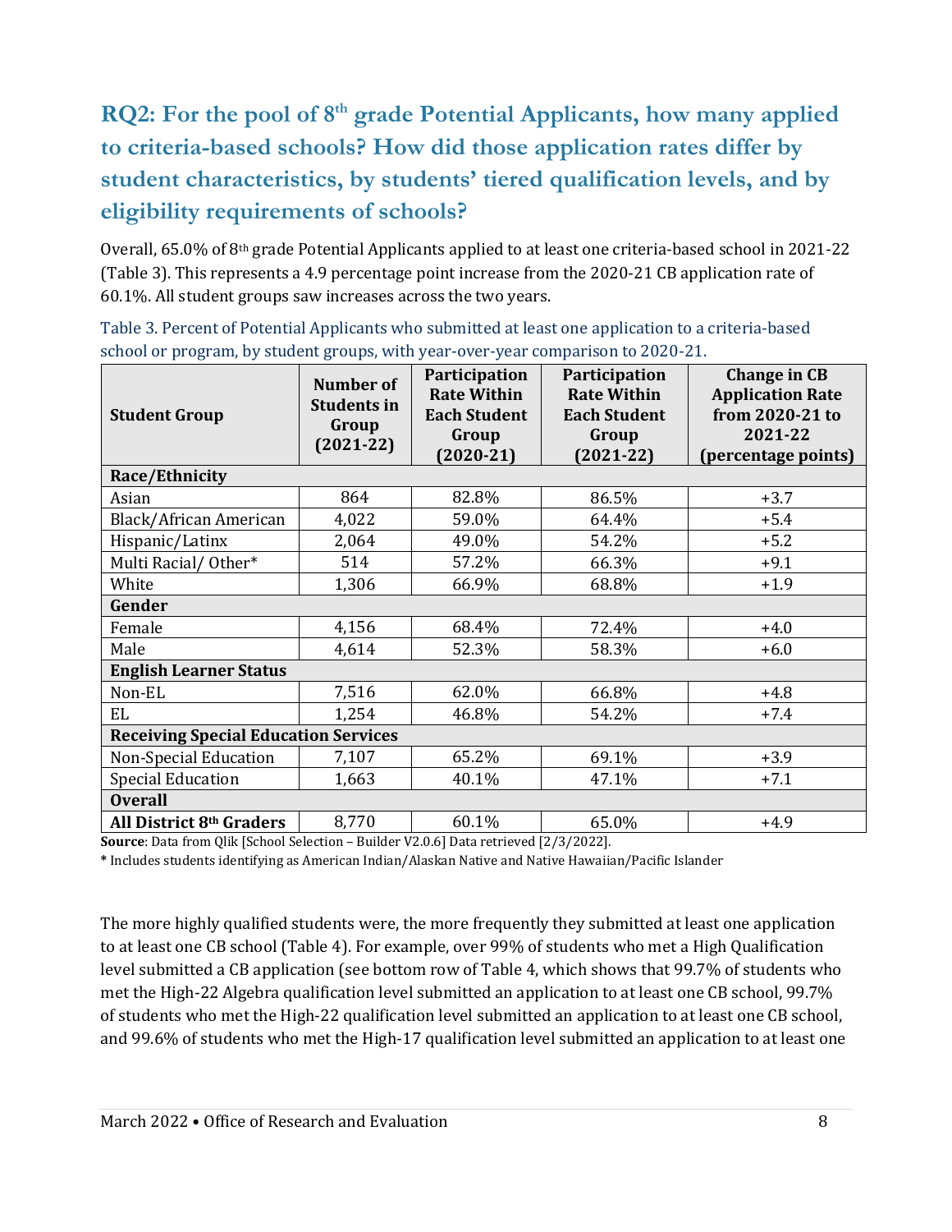## RQ2: For the pool of 8th grade Potential Applicants, how many applied to criteria-based schools? How did those application rates differ by student characteristics, by students' tiered qualification levels, and by eligibility requirements of schools?

Overall, 65.0% of 8th grade Potential Applicants applied to at least one criteria-based school in 2021-22 (Table 3). This represents a 4.9 percentage point increase from the 2020-21 CB application rate of 60.1%. All student groups saw increases across the two years.

Table 3. Percent of Potential Applicants who submitted at least one application to a criteria-based school or program, by student groups, with year-over-year comparison to 2020-21.

| Student Group | Number of Students in Group (2021-22) | Participation Rate Within Each Student Group (2020-21) | Participation Rate Within Each Student Group (2021-22) | Change in CB Application Rate from 2020-21 to 2021-22 (percentage points) |
|---|---|---|---|---|
| **Race/Ethnicity** | | | | |
| Asian | 864 | 82.8% | 86.5% | +3.7 |
| Black/African American | 4,022 | 59.0% | 64.4% | +5.4 |
| Hispanic/Latinx | 2,064 | 49.0% | 54.2% | +5.2 |
| Multi Racial/ Other* | 514 | 57.2% | 66.3% | +9.1 |
| White | 1,306 | 66.9% | 68.8% | +1.9 |
| **Gender** | | | | |
| Female | 4,156 | 68.4% | 72.4% | +4.0 |
| Male | 4,614 | 52.3% | 58.3% | +6.0 |
| **English Learner Status** | | | | |
| Non-EL | 7,516 | 62.0% | 66.8% | +4.8 |
| EL | 1,254 | 46.8% | 54.2% | +7.4 |
| **Receiving Special Education Services** | | | | |
| Non-Special Education | 7,107 | 65.2% | 69.1% | +3.9 |
| Special Education | 1,663 | 40.1% | 47.1% | +7.1 |
| **Overall** | | | | |
| **All District 8th Graders** | 8,770 | 60.1% | 65.0% | +4.9 |

**Source**: Data from Qlik [School Selection – Builder V2.0.6] Data retrieved [2/3/2022].

**\*** Includes students identifying as American Indian/Alaskan Native and Native Hawaiian/Pacific Islander

The more highly qualified students were, the more frequently they submitted at least one application to at least one CB school (Table 4). For example, over 99% of students who met a High Qualification level submitted a CB application (see bottom row of Table 4, which shows that 99.7% of students who met the High-22 Algebra qualification level submitted an application to at least one CB school, 99.7% of students who met the High-22 qualification level submitted an application to at least one CB school, and 99.6% of students who met the High-17 qualification level submitted an application to at least one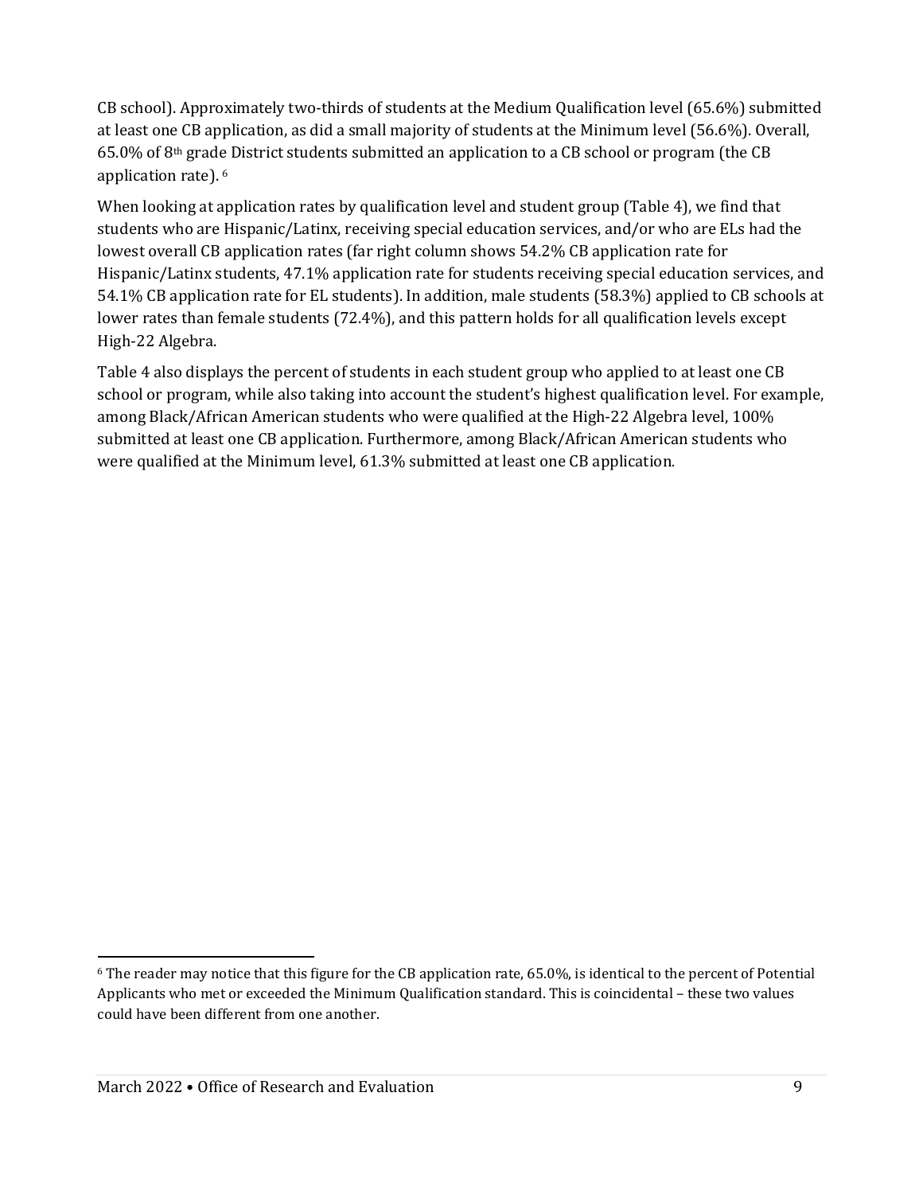CB school). Approximately two-thirds of students at the Medium Qualification level (65.6%) submitted at least one CB application, as did a small majority of students at the Minimum level (56.6%). Overall, 65.0% of 8th grade District students submitted an application to a CB school or program (the CB application rate). [6]

When looking at application rates by qualification level and student group (Table 4), we find that students who are Hispanic/Latinx, receiving special education services, and/or who are ELs had the lowest overall CB application rates (far right column shows 54.2% CB application rate for Hispanic/Latinx students, 47.1% application rate for students receiving special education services, and 54.1% CB application rate for EL students). In addition, male students (58.3%) applied to CB schools at lower rates than female students (72.4%), and this pattern holds for all qualification levels except High-22 Algebra.

Table 4 also displays the percent of students in each student group who applied to at least one CB school or program, while also taking into account the student's highest qualification level. For example, among Black/African American students who were qualified at the High-22 Algebra level, 100% submitted at least one CB application. Furthermore, among Black/African American students who were qualified at the Minimum level, 61.3% submitted at least one CB application.

[6] The reader may notice that this figure for the CB application rate, 65.0%, is identical to the percent of Potential Applicants who met or exceeded the Minimum Qualification standard. This is coincidental – these two values could have been different from one another.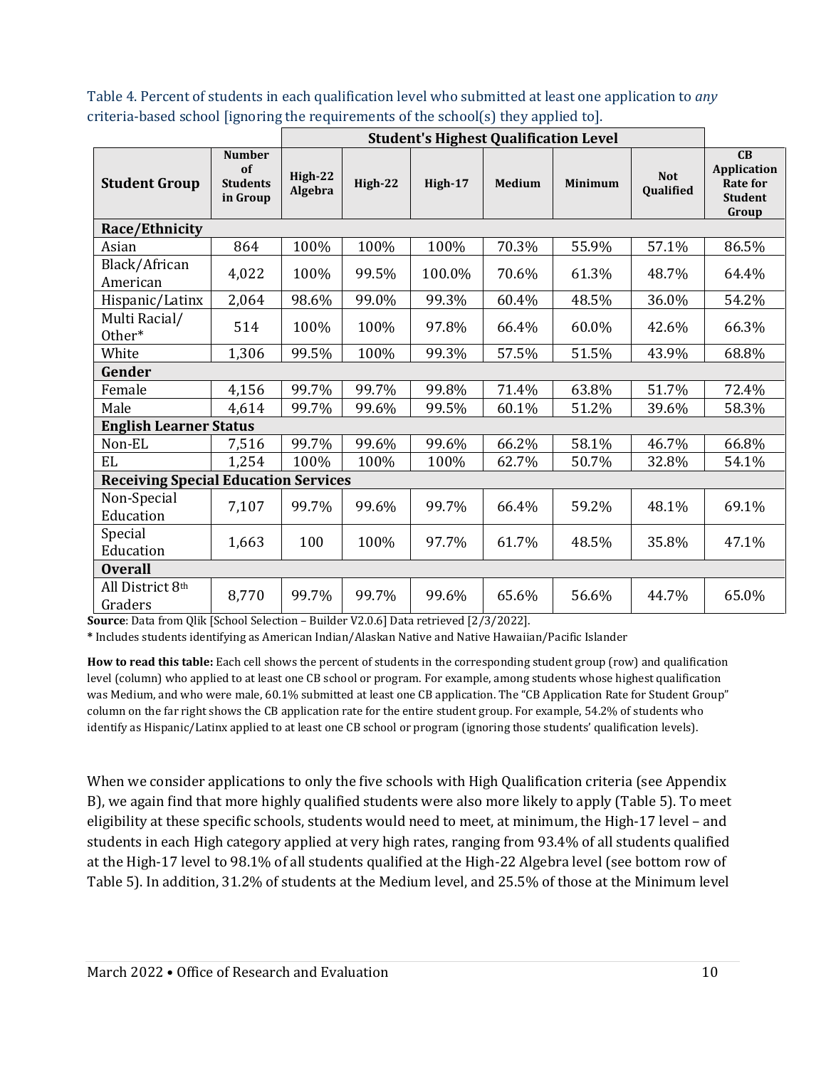Table 4. Percent of students in each qualification level who submitted at least one application to *any* criteria-based school [ignoring the requirements of the school(s) they applied to].

| | | Student's Highest Qualification Level | | | | | | |
|---|---|---|---|---|---|---|---|---|
| **Student Group** | **Number of Students in Group** | **High-22 Algebra** | **High-22** | **High-17** | **Medium** | **Minimum** | **Not Qualified** | **CB Application Rate for Student Group** |
| **Race/Ethnicity** | | | | | | | | |
| Asian | 864 | 100% | 100% | 100% | 70.3% | 55.9% | 57.1% | 86.5% |
| Black/African American | 4,022 | 100% | 99.5% | 100.0% | 70.6% | 61.3% | 48.7% | 64.4% |
| Hispanic/Latinx | 2,064 | 98.6% | 99.0% | 99.3% | 60.4% | 48.5% | 36.0% | 54.2% |
| Multi Racial/ Other* | 514 | 100% | 100% | 97.8% | 66.4% | 60.0% | 42.6% | 66.3% |
| White | 1,306 | 99.5% | 100% | 99.3% | 57.5% | 51.5% | 43.9% | 68.8% |
| **Gender** | | | | | | | | |
| Female | 4,156 | 99.7% | 99.7% | 99.8% | 71.4% | 63.8% | 51.7% | 72.4% |
| Male | 4,614 | 99.7% | 99.6% | 99.5% | 60.1% | 51.2% | 39.6% | 58.3% |
| **English Learner Status** | | | | | | | | |
| Non-EL | 7,516 | 99.7% | 99.6% | 99.6% | 66.2% | 58.1% | 46.7% | 66.8% |
| EL | 1,254 | 100% | 100% | 100% | 62.7% | 50.7% | 32.8% | 54.1% |
| **Receiving Special Education Services** | | | | | | | | |
| Non-Special Education | 7,107 | 99.7% | 99.6% | 99.7% | 66.4% | 59.2% | 48.1% | 69.1% |
| Special Education | 1,663 | 100 | 100% | 97.7% | 61.7% | 48.5% | 35.8% | 47.1% |
| **Overall** | | | | | | | | |
| All District 8th Graders | 8,770 | 99.7% | 99.7% | 99.6% | 65.6% | 56.6% | 44.7% | 65.0% |

**Source**: Data from Qlik [School Selection – Builder V2.0.6] Data retrieved [2/3/2022].

**\*** Includes students identifying as American Indian/Alaskan Native and Native Hawaiian/Pacific Islander

**How to read this table:** Each cell shows the percent of students in the corresponding student group (row) and qualification level (column) who applied to at least one CB school or program. For example, among students whose highest qualification was Medium, and who were male, 60.1% submitted at least one CB application. The "CB Application Rate for Student Group" column on the far right shows the CB application rate for the entire student group. For example, 54.2% of students who identify as Hispanic/Latinx applied to at least one CB school or program (ignoring those students' qualification levels).

When we consider applications to only the five schools with High Qualification criteria (see Appendix B), we again find that more highly qualified students were also more likely to apply (Table 5). To meet eligibility at these specific schools, students would need to meet, at minimum, the High-17 level – and students in each High category applied at very high rates, ranging from 93.4% of all students qualified at the High-17 level to 98.1% of all students qualified at the High-22 Algebra level (see bottom row of Table 5). In addition, 31.2% of students at the Medium level, and 25.5% of those at the Minimum level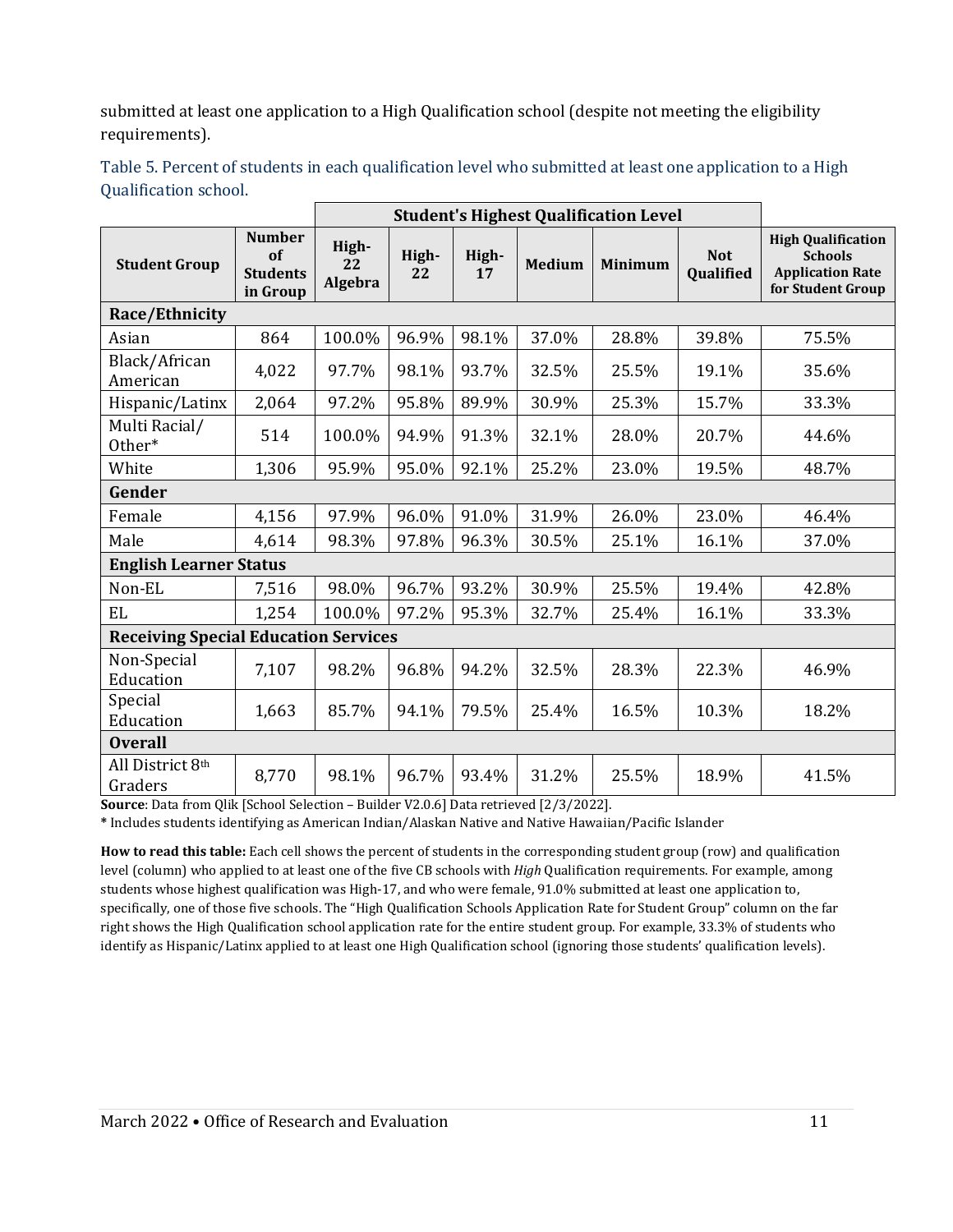submitted at least one application to a High Qualification school (despite not meeting the eligibility requirements).

Table 5. Percent of students in each qualification level who submitted at least one application to a High Qualification school.

| | | Student's Highest Qualification Level | | | | | | |
|---|---|---|---|---|---|---|---|---|
| **Student Group** | **Number of Students in Group** | **High-22 Algebra** | **High-22** | **High-17** | **Medium** | **Minimum** | **Not Qualified** | **High Qualification Schools Application Rate for Student Group** |
| **Race/Ethnicity** | | | | | | | | |
| Asian | 864 | 100.0% | 96.9% | 98.1% | 37.0% | 28.8% | 39.8% | 75.5% |
| Black/African American | 4,022 | 97.7% | 98.1% | 93.7% | 32.5% | 25.5% | 19.1% | 35.6% |
| Hispanic/Latinx | 2,064 | 97.2% | 95.8% | 89.9% | 30.9% | 25.3% | 15.7% | 33.3% |
| Multi Racial/ Other* | 514 | 100.0% | 94.9% | 91.3% | 32.1% | 28.0% | 20.7% | 44.6% |
| White | 1,306 | 95.9% | 95.0% | 92.1% | 25.2% | 23.0% | 19.5% | 48.7% |
| **Gender** | | | | | | | | |
| Female | 4,156 | 97.9% | 96.0% | 91.0% | 31.9% | 26.0% | 23.0% | 46.4% |
| Male | 4,614 | 98.3% | 97.8% | 96.3% | 30.5% | 25.1% | 16.1% | 37.0% |
| **English Learner Status** | | | | | | | | |
| Non-EL | 7,516 | 98.0% | 96.7% | 93.2% | 30.9% | 25.5% | 19.4% | 42.8% |
| EL | 1,254 | 100.0% | 97.2% | 95.3% | 32.7% | 25.4% | 16.1% | 33.3% |
| **Receiving Special Education Services** | | | | | | | | |
| Non-Special Education | 7,107 | 98.2% | 96.8% | 94.2% | 32.5% | 28.3% | 22.3% | 46.9% |
| Special Education | 1,663 | 85.7% | 94.1% | 79.5% | 25.4% | 16.5% | 10.3% | 18.2% |
| **Overall** | | | | | | | | |
| All District 8th Graders | 8,770 | 98.1% | 96.7% | 93.4% | 31.2% | 25.5% | 18.9% | 41.5% |

**Source**: Data from Qlik [School Selection – Builder V2.0.6] Data retrieved [2/3/2022].

**\*** Includes students identifying as American Indian/Alaskan Native and Native Hawaiian/Pacific Islander

**How to read this table:** Each cell shows the percent of students in the corresponding student group (row) and qualification level (column) who applied to at least one of the five CB schools with *High* Qualification requirements. For example, among students whose highest qualification was High-17, and who were female, 91.0% submitted at least one application to, specifically, one of those five schools. The "High Qualification Schools Application Rate for Student Group" column on the far right shows the High Qualification school application rate for the entire student group. For example, 33.3% of students who identify as Hispanic/Latinx applied to at least one High Qualification school (ignoring those students' qualification levels).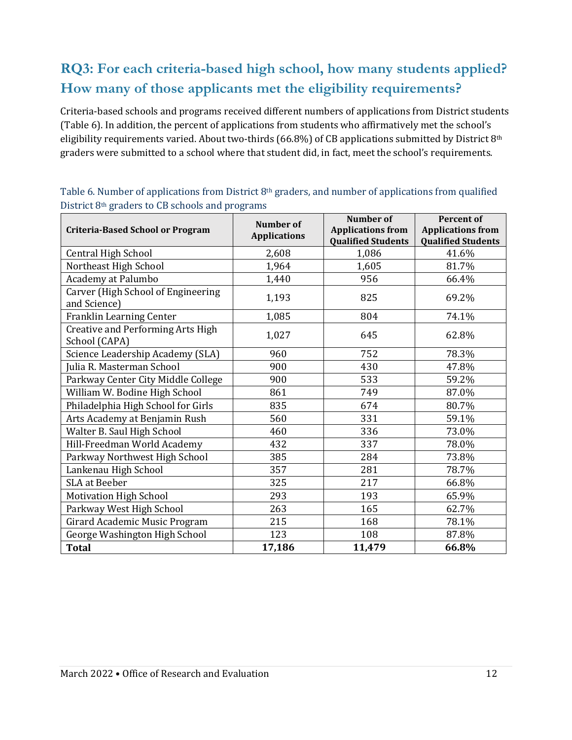## RQ3: For each criteria-based high school, how many students applied? How many of those applicants met the eligibility requirements?

Criteria-based schools and programs received different numbers of applications from District students (Table 6). In addition, the percent of applications from students who affirmatively met the school's eligibility requirements varied. About two-thirds (66.8%) of CB applications submitted by District 8th graders were submitted to a school where that student did, in fact, meet the school's requirements.

Table 6. Number of applications from District 8th graders, and number of applications from qualified District 8th graders to CB schools and programs

| Criteria-Based School or Program | Number of Applications | Number of Applications from Qualified Students | Percent of Applications from Qualified Students |
|---|---|---|---|
| Central High School | 2,608 | 1,086 | 41.6% |
| Northeast High School | 1,964 | 1,605 | 81.7% |
| Academy at Palumbo | 1,440 | 956 | 66.4% |
| Carver (High School of Engineering and Science) | 1,193 | 825 | 69.2% |
| Franklin Learning Center | 1,085 | 804 | 74.1% |
| Creative and Performing Arts High School (CAPA) | 1,027 | 645 | 62.8% |
| Science Leadership Academy (SLA) | 960 | 752 | 78.3% |
| Julia R. Masterman School | 900 | 430 | 47.8% |
| Parkway Center City Middle College | 900 | 533 | 59.2% |
| William W. Bodine High School | 861 | 749 | 87.0% |
| Philadelphia High School for Girls | 835 | 674 | 80.7% |
| Arts Academy at Benjamin Rush | 560 | 331 | 59.1% |
| Walter B. Saul High School | 460 | 336 | 73.0% |
| Hill-Freedman World Academy | 432 | 337 | 78.0% |
| Parkway Northwest High School | 385 | 284 | 73.8% |
| Lankenau High School | 357 | 281 | 78.7% |
| SLA at Beeber | 325 | 217 | 66.8% |
| Motivation High School | 293 | 193 | 65.9% |
| Parkway West High School | 263 | 165 | 62.7% |
| Girard Academic Music Program | 215 | 168 | 78.1% |
| George Washington High School | 123 | 108 | 87.8% |
| **Total** | **17,186** | **11,479** | **66.8%** |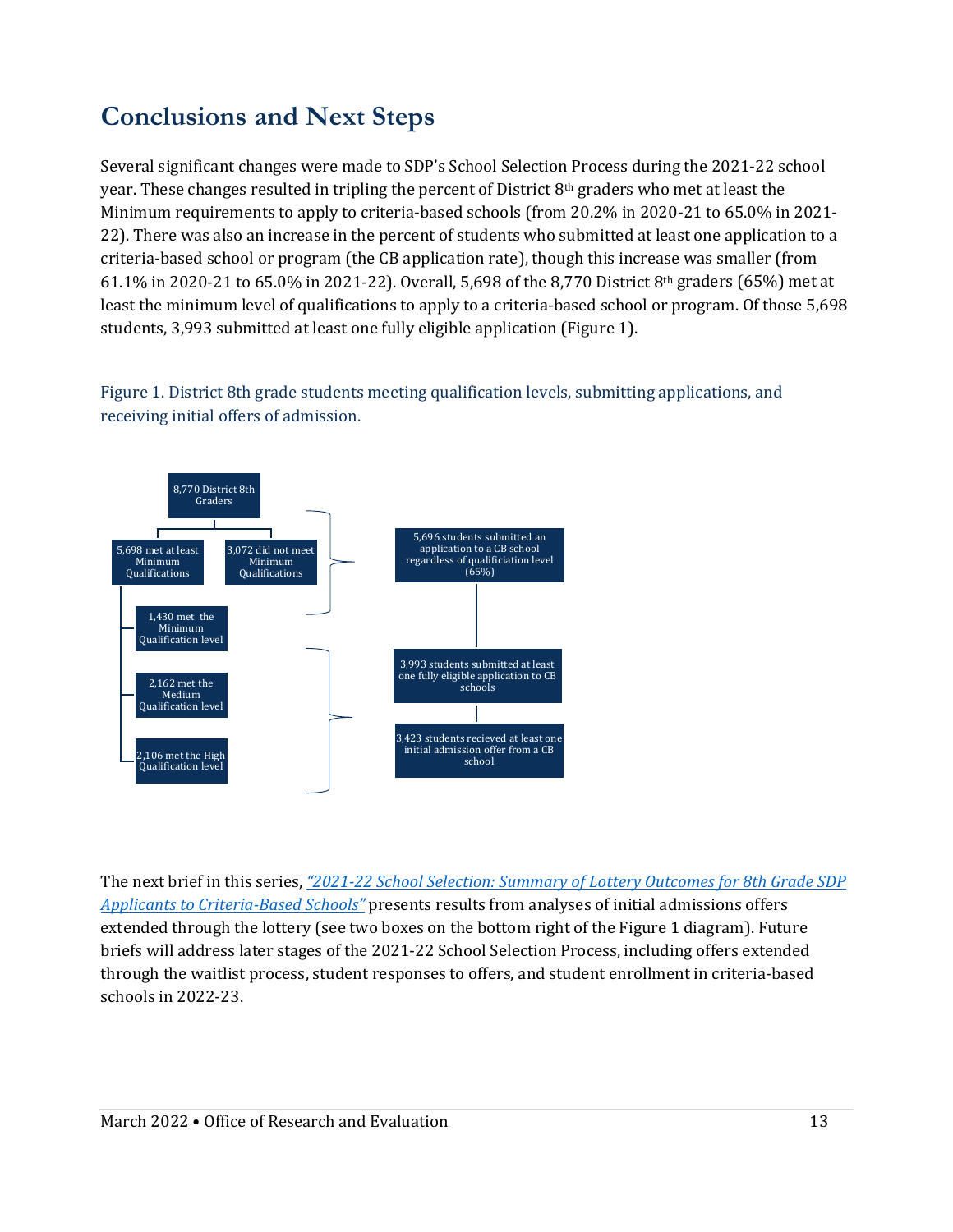## Conclusions and Next Steps

Several significant changes were made to SDP's School Selection Process during the 2021-22 school year. These changes resulted in tripling the percent of District 8th graders who met at least the Minimum requirements to apply to criteria-based schools (from 20.2% in 2020-21 to 65.0% in 2021-22). There was also an increase in the percent of students who submitted at least one application to a criteria-based school or program (the CB application rate), though this increase was smaller (from 61.1% in 2020-21 to 65.0% in 2021-22). Overall, 5,698 of the 8,770 District 8th graders (65%) met at least the minimum level of qualifications to apply to a criteria-based school or program. Of those 5,698 students, 3,993 submitted at least one fully eligible application (Figure 1).

Figure 1. District 8th grade students meeting qualification levels, submitting applications, and receiving initial offers of admission.

8,770 District 8th Graders

- 5,698 met at least Minimum Qualifications
  - 1,430 met the Minimum Qualification level
  - 2,162 met the Medium Qualification level
  - 2,106 met the High Qualification level
- 3,072 did not meet Minimum Qualifications

5,696 students submitted an application to a CB school regardless of qualificiation level (65%)

3,993 students submitted at least one fully eligible application to CB schools

3,423 students recieved at least one initial admission offer from a CB school

The next brief in this series, *"2021-22 School Selection: Summary of Lottery Outcomes for 8th Grade SDP Applicants to Criteria-Based Schools"* presents results from analyses of initial admissions offers extended through the lottery (see two boxes on the bottom right of the Figure 1 diagram). Future briefs will address later stages of the 2021-22 School Selection Process, including offers extended through the waitlist process, student responses to offers, and student enrollment in criteria-based schools in 2022-23.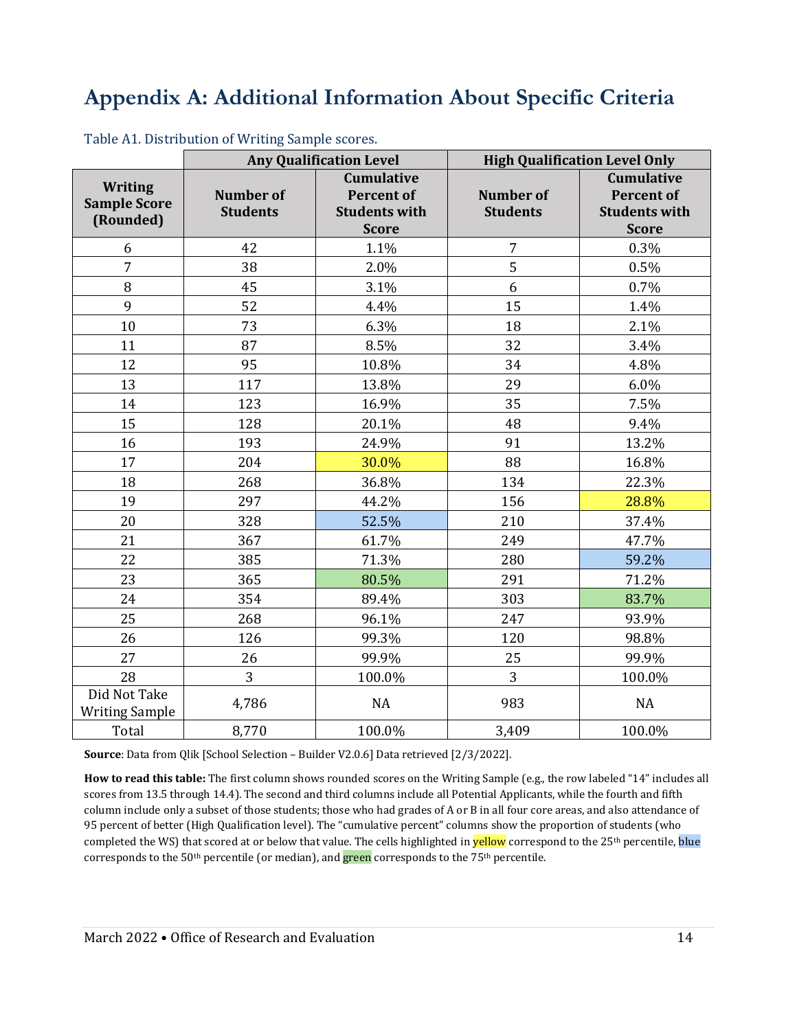# Appendix A: Additional Information About Specific Criteria

Table A1. Distribution of Writing Sample scores.

| Writing Sample Score (Rounded) | Any Qualification Level | | High Qualification Level Only | |
|---|---|---|---|---|
| | Number of Students | Cumulative Percent of Students with Score | Number of Students | Cumulative Percent of Students with Score |
| 6 | 42 | 1.1% | 7 | 0.3% |
| 7 | 38 | 2.0% | 5 | 0.5% |
| 8 | 45 | 3.1% | 6 | 0.7% |
| 9 | 52 | 4.4% | 15 | 1.4% |
| 10 | 73 | 6.3% | 18 | 2.1% |
| 11 | 87 | 8.5% | 32 | 3.4% |
| 12 | 95 | 10.8% | 34 | 4.8% |
| 13 | 117 | 13.8% | 29 | 6.0% |
| 14 | 123 | 16.9% | 35 | 7.5% |
| 15 | 128 | 20.1% | 48 | 9.4% |
| 16 | 193 | 24.9% | 91 | 13.2% |
| 17 | 204 | 30.0% | 88 | 16.8% |
| 18 | 268 | 36.8% | 134 | 22.3% |
| 19 | 297 | 44.2% | 156 | 28.8% |
| 20 | 328 | 52.5% | 210 | 37.4% |
| 21 | 367 | 61.7% | 249 | 47.7% |
| 22 | 385 | 71.3% | 280 | 59.2% |
| 23 | 365 | 80.5% | 291 | 71.2% |
| 24 | 354 | 89.4% | 303 | 83.7% |
| 25 | 268 | 96.1% | 247 | 93.9% |
| 26 | 126 | 99.3% | 120 | 98.8% |
| 27 | 26 | 99.9% | 25 | 99.9% |
| 28 | 3 | 100.0% | 3 | 100.0% |
| Did Not Take Writing Sample | 4,786 | NA | 983 | NA |
| Total | 8,770 | 100.0% | 3,409 | 100.0% |

**Source**: Data from Qlik [School Selection – Builder V2.0.6] Data retrieved [2/3/2022].

**How to read this table:** The first column shows rounded scores on the Writing Sample (e.g., the row labeled "14" includes all scores from 13.5 through 14.4). The second and third columns include all Potential Applicants, while the fourth and fifth column include only a subset of those students; those who had grades of A or B in all four core areas, and also attendance of 95 percent of better (High Qualification level). The "cumulative percent" columns show the proportion of students (who completed the WS) that scored at or below that value. The cells highlighted in yellow correspond to the 25th percentile, blue corresponds to the 50th percentile (or median), and green corresponds to the 75th percentile.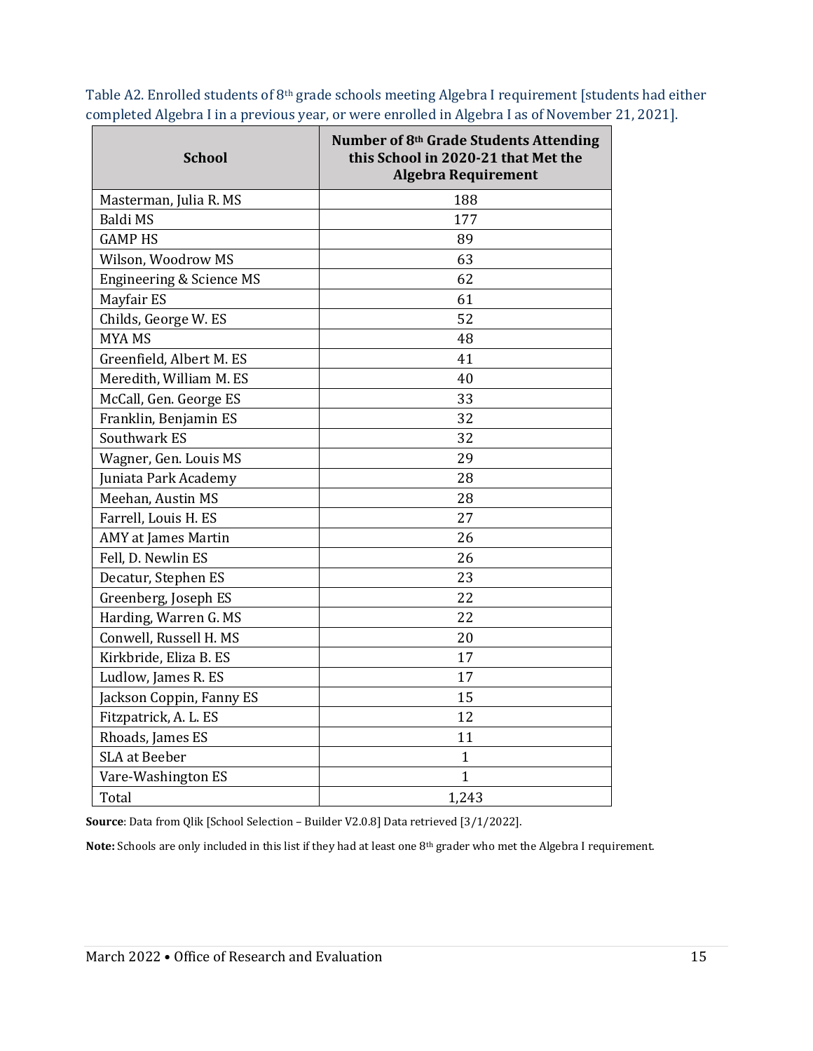Table A2. Enrolled students of 8th grade schools meeting Algebra I requirement [students had either completed Algebra I in a previous year, or were enrolled in Algebra I as of November 21, 2021].

| School | Number of 8th Grade Students Attending this School in 2020-21 that Met the Algebra Requirement |
|---|---|
| Masterman, Julia R. MS | 188 |
| Baldi MS | 177 |
| GAMP HS | 89 |
| Wilson, Woodrow MS | 63 |
| Engineering & Science MS | 62 |
| Mayfair ES | 61 |
| Childs, George W. ES | 52 |
| MYA MS | 48 |
| Greenfield, Albert M. ES | 41 |
| Meredith, William M. ES | 40 |
| McCall, Gen. George ES | 33 |
| Franklin, Benjamin ES | 32 |
| Southwark ES | 32 |
| Wagner, Gen. Louis MS | 29 |
| Juniata Park Academy | 28 |
| Meehan, Austin MS | 28 |
| Farrell, Louis H. ES | 27 |
| AMY at James Martin | 26 |
| Fell, D. Newlin ES | 26 |
| Decatur, Stephen ES | 23 |
| Greenberg, Joseph ES | 22 |
| Harding, Warren G. MS | 22 |
| Conwell, Russell H. MS | 20 |
| Kirkbride, Eliza B. ES | 17 |
| Ludlow, James R. ES | 17 |
| Jackson Coppin, Fanny ES | 15 |
| Fitzpatrick, A. L. ES | 12 |
| Rhoads, James ES | 11 |
| SLA at Beeber | 1 |
| Vare-Washington ES | 1 |
| Total | 1,243 |

**Source**: Data from Qlik [School Selection – Builder V2.0.8] Data retrieved [3/1/2022].

**Note:** Schools are only included in this list if they had at least one 8th grader who met the Algebra I requirement.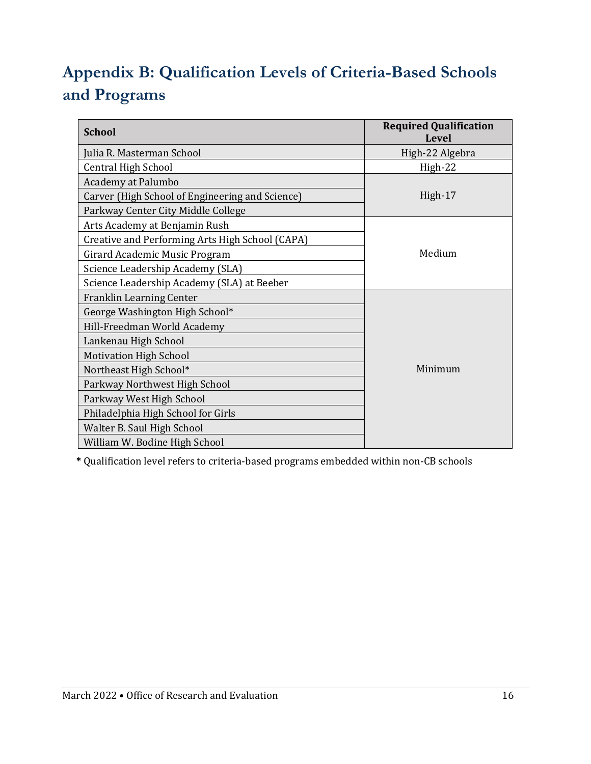## Appendix B: Qualification Levels of Criteria-Based Schools and Programs

| School | Required Qualification Level |
|---|---|
| Julia R. Masterman School | High-22 Algebra |
| Central High School | High-22 |
| Academy at Palumbo | High-17 |
| Carver (High School of Engineering and Science) | High-17 |
| Parkway Center City Middle College | High-17 |
| Arts Academy at Benjamin Rush | Medium |
| Creative and Performing Arts High School (CAPA) | Medium |
| Girard Academic Music Program | Medium |
| Science Leadership Academy (SLA) | Medium |
| Science Leadership Academy (SLA) at Beeber | Medium |
| Franklin Learning Center | Minimum |
| George Washington High School* | Minimum |
| Hill-Freedman World Academy | Minimum |
| Lankenau High School | Minimum |
| Motivation High School | Minimum |
| Northeast High School* | Minimum |
| Parkway Northwest High School | Minimum |
| Parkway West High School | Minimum |
| Philadelphia High School for Girls | Minimum |
| Walter B. Saul High School | Minimum |
| William W. Bodine High School | Minimum |

**\*** Qualification level refers to criteria-based programs embedded within non-CB schools